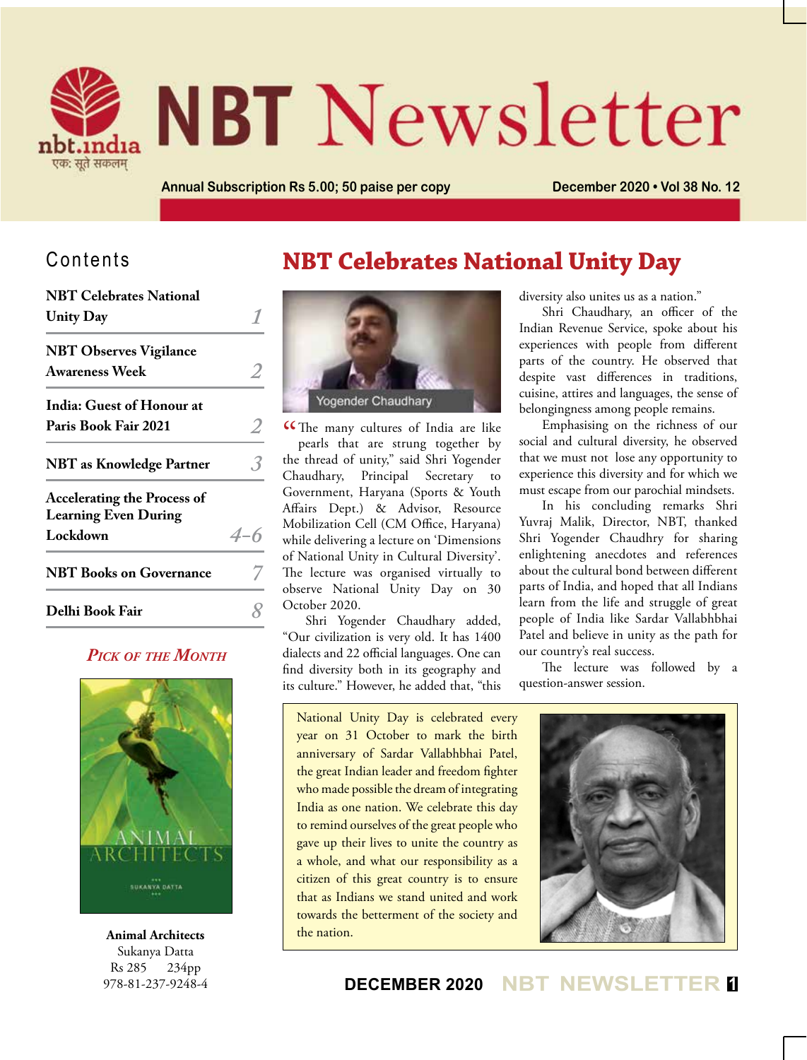# NBT Newsletter

nbt.india
एक: सूते सकलम्

Annual Subscription Rs 5.00; 50 paise per copy

December 2020 • Vol 38 No. 12

## Contents

| | |
|---|---|
| NBT Celebrates National Unity Day | 1 |
| NBT Observes Vigilance Awareness Week | 2 |
| India: Guest of Honour at Paris Book Fair 2021 | 2 |
| NBT as Knowledge Partner | 3 |
| Accelerating the Process of Learning Even During Lockdown | 4-6 |
| NBT Books on Governance | 7 |
| Delhi Book Fair | 8 |

### *Pick of the Month*

**Animal Architects**
Sukanya Datta
Rs 285 234pp
978-81-237-9248-4

# NBT Celebrates National Unity Day

Yogender Chaudhary

"The many cultures of India are like pearls that are strung together by the thread of unity," said Shri Yogender Chaudhary, Principal Secretary to Government, Haryana (Sports & Youth Affairs Dept.) & Advisor, Resource Mobilization Cell (CM Office, Haryana) while delivering a lecture on 'Dimensions of National Unity in Cultural Diversity'. The lecture was organised virtually to observe National Unity Day on 30 October 2020.

Shri Yogender Chaudhary added, "Our civilization is very old. It has 1400 dialects and 22 official languages. One can find diversity both in its geography and its culture." However, he added that, "this diversity also unites us as a nation."

Shri Chaudhary, an officer of the Indian Revenue Service, spoke about his experiences with people from different parts of the country. He observed that despite vast differences in traditions, cuisine, attires and languages, the sense of belongingness among people remains.

Emphasising on the richness of our social and cultural diversity, he observed that we must not lose any opportunity to experience this diversity and for which we must escape from our parochial mindsets.

In his concluding remarks Shri Yuvraj Malik, Director, NBT, thanked Shri Yogender Chaudhry for sharing enlightening anecdotes and references about the cultural bond between different parts of India, and hoped that all Indians learn from the life and struggle of great people of India like Sardar Vallabhbhai Patel and believe in unity as the path for our country's real success.

The lecture was followed by a question-answer session.

National Unity Day is celebrated every year on 31 October to mark the birth anniversary of Sardar Vallabhbhai Patel, the great Indian leader and freedom fighter who made possible the dream of integrating India as one nation. We celebrate this day to remind ourselves of the great people who gave up their lives to unite the country as a whole, and what our responsibility as a citizen of this great country is to ensure that as Indians we stand united and work towards the betterment of the society and the nation.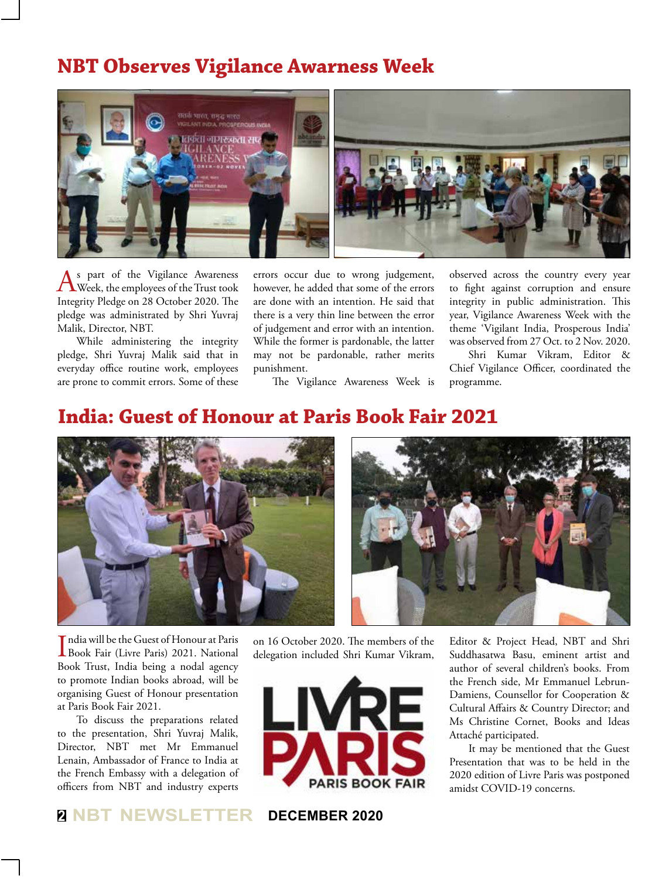# NBT Observes Vigilance Awarness Week

As part of the Vigilance Awareness Week, the employees of the Trust took Integrity Pledge on 28 October 2020. The pledge was administrated by Shri Yuvraj Malik, Director, NBT.

While administering the integrity pledge, Shri Yuvraj Malik said that in everyday office routine work, employees are prone to commit errors. Some of these errors occur due to wrong judgement, however, he added that some of the errors are done with an intention. He said that there is a very thin line between the error of judgement and error with an intention. While the former is pardonable, the latter may not be pardonable, rather merits punishment.

The Vigilance Awareness Week is observed across the country every year to fight against corruption and ensure integrity in public administration. This year, Vigilance Awareness Week with the theme 'Vigilant India, Prosperous India' was observed from 27 Oct. to 2 Nov. 2020.

Shri Kumar Vikram, Editor & Chief Vigilance Officer, coordinated the programme.

# India: Guest of Honour at Paris Book Fair 2021

India will be the Guest of Honour at Paris Book Fair (Livre Paris) 2021. National Book Trust, India being a nodal agency to promote Indian books abroad, will be organising Guest of Honour presentation at Paris Book Fair 2021.

To discuss the preparations related to the presentation, Shri Yuvraj Malik, Director, NBT met Mr Emmanuel Lenain, Ambassador of France to India at the French Embassy with a delegation of officers from NBT and industry experts on 16 October 2020. The members of the delegation included Shri Kumar Vikram, Editor & Project Head, NBT and Shri Suddhasatwa Basu, eminent artist and author of several children's books. From the French side, Mr Emmanuel Lebrun-Damiens, Counsellor for Cooperation & Cultural Affairs & Country Director; and Ms Christine Cornet, Books and Ideas Attaché participated.

It may be mentioned that the Guest Presentation that was to be held in the 2020 edition of Livre Paris was postponed amidst COVID-19 concerns.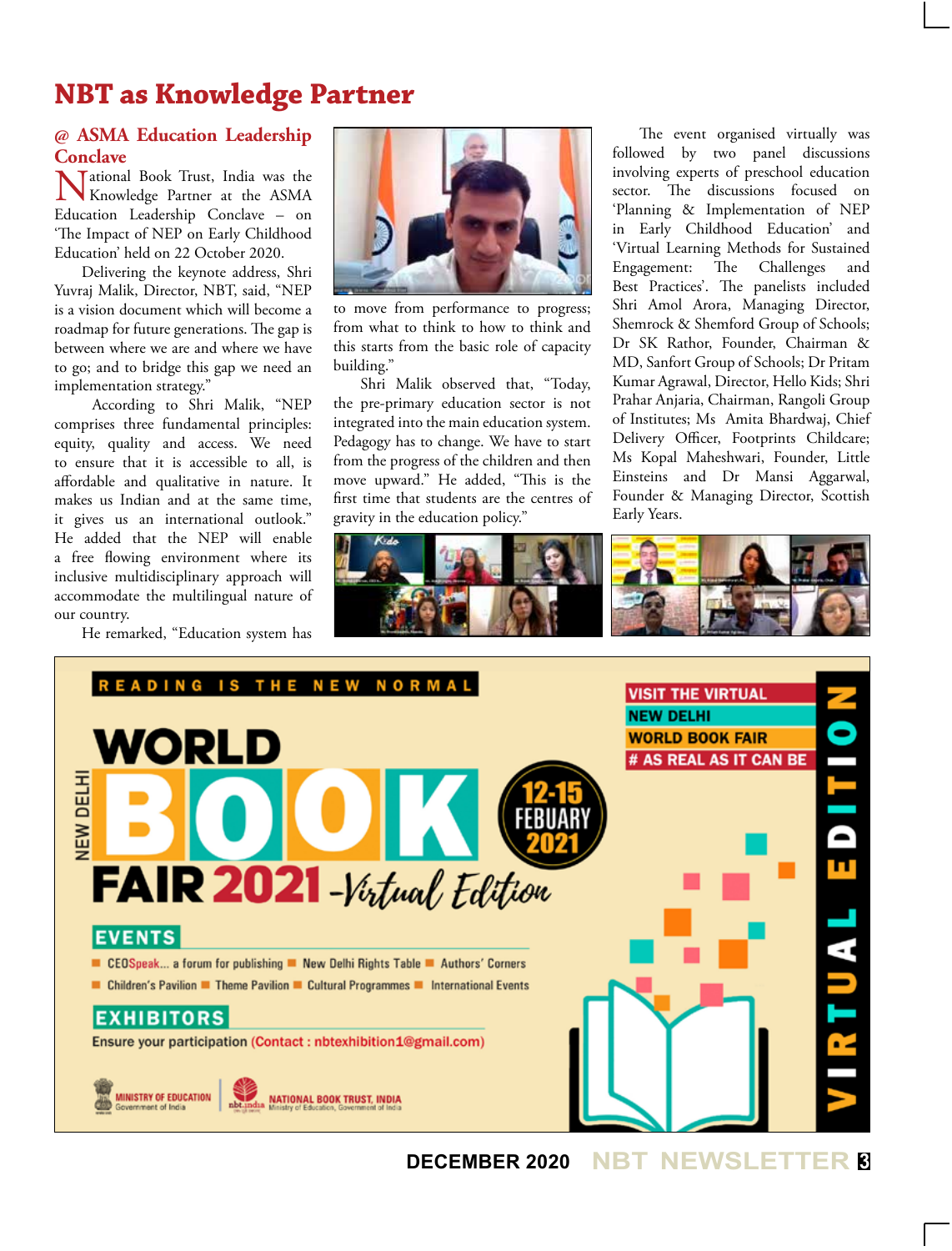# NBT as Knowledge Partner

## @ ASMA Education Leadership Conclave

National Book Trust, India was the Knowledge Partner at the ASMA Education Leadership Conclave – on 'The Impact of NEP on Early Childhood Education' held on 22 October 2020.

Delivering the keynote address, Shri Yuvraj Malik, Director, NBT, said, "NEP is a vision document which will become a roadmap for future generations. The gap is between where we are and where we have to go; and to bridge this gap we need an implementation strategy."

According to Shri Malik, "NEP comprises three fundamental principles: equity, quality and access. We need to ensure that it is accessible to all, is affordable and qualitative in nature. It makes us Indian and at the same time, it gives us an international outlook." He added that the NEP will enable a free flowing environment where its inclusive multidisciplinary approach will accommodate the multilingual nature of our country.

He remarked, "Education system has to move from performance to progress; from what to think to how to think and this starts from the basic role of capacity building."

Shri Malik observed that, "Today, the pre-primary education sector is not integrated into the main education system. Pedagogy has to change. We have to start from the progress of the children and then move upward." He added, "This is the first time that students are the centres of gravity in the education policy."

The event organised virtually was followed by two panel discussions involving experts of preschool education sector. The discussions focused on 'Planning & Implementation of NEP in Early Childhood Education' and 'Virtual Learning Methods for Sustained Engagement: The Challenges and Best Practices'. The panelists included Shri Amol Arora, Managing Director, Shemrock & Shemford Group of Schools; Dr SK Rathor, Founder, Chairman & MD, Sanfort Group of Schools; Dr Pritam Kumar Agrawal, Director, Hello Kids; Shri Prahar Anjaria, Chairman, Rangoli Group of Institutes; Ms Amita Bhardwaj, Chief Delivery Officer, Footprints Childcare; Ms Kopal Maheshwari, Founder, Little Einsteins and Dr Mansi Aggarwal, Founder & Managing Director, Scottish Early Years.

READING IS THE NEW NORMAL

NEW DELHI WORLD BOOK FAIR 2021 - Virtual Edition

12-15 FEBUARY 2021

VISIT THE VIRTUAL NEW DELHI WORLD BOOK FAIR # AS REAL AS IT CAN BE

VIRTUAL EDITION

**EVENTS**

- CEOSpeak... a forum for publishing
- New Delhi Rights Table
- Authors' Corners
- Children's Pavilion
- Theme Pavilion
- Cultural Programmes
- International Events

**EXHIBITORS**

Ensure your participation (Contact : nbtexhibition1@gmail.com)

MINISTRY OF EDUCATION, Government of India | NATIONAL BOOK TRUST, INDIA, Ministry of Education, Government of India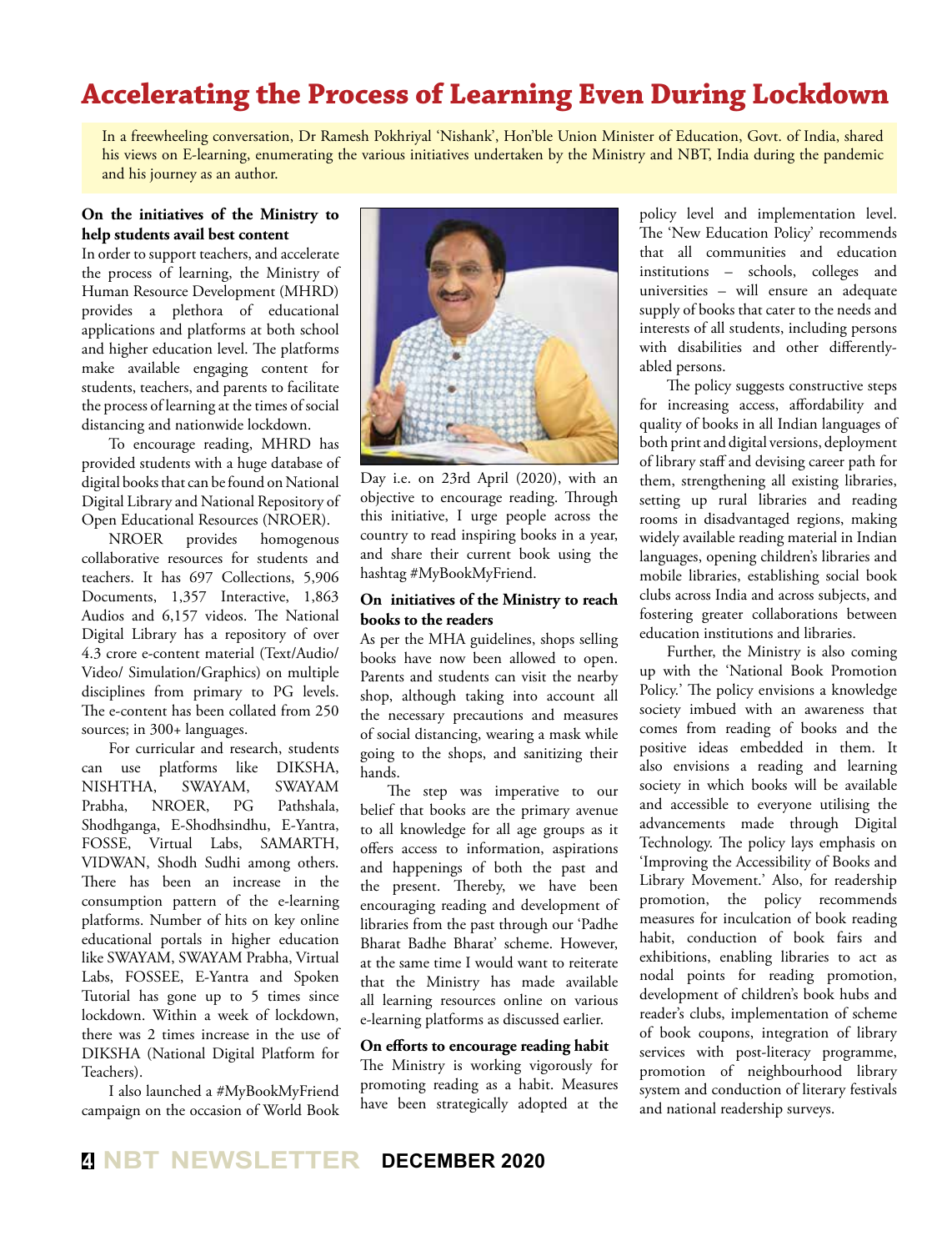# Accelerating the Process of Learning Even During Lockdown

In a freewheeling conversation, Dr Ramesh Pokhriyal 'Nishank', Hon'ble Union Minister of Education, Govt. of India, shared his views on E-learning, enumerating the various initiatives undertaken by the Ministry and NBT, India during the pandemic and his journey as an author.

**On the initiatives of the Ministry to help students avail best content**

In order to support teachers, and accelerate the process of learning, the Ministry of Human Resource Development (MHRD) provides a plethora of educational applications and platforms at both school and higher education level. The platforms make available engaging content for students, teachers, and parents to facilitate the process of learning at the times of social distancing and nationwide lockdown.

To encourage reading, MHRD has provided students with a huge database of digital books that can be found on National Digital Library and National Repository of Open Educational Resources (NROER).

NROER provides homogenous collaborative resources for students and teachers. It has 697 Collections, 5,906 Documents, 1,357 Interactive, 1,863 Audios and 6,157 videos. The National Digital Library has a repository of over 4.3 crore e-content material (Text/Audio/ Video/ Simulation/Graphics) on multiple disciplines from primary to PG levels. The e-content has been collated from 250 sources; in 300+ languages.

For curricular and research, students can use platforms like DIKSHA, NISHTHA, SWAYAM, SWAYAM Prabha, NROER, PG Pathshala, Shodhganga, E-Shodhsindhu, E-Yantra, FOSSE, Virtual Labs, SAMARTH, VIDWAN, Shodh Sudhi among others. There has been an increase in the consumption pattern of the e-learning platforms. Number of hits on key online educational portals in higher education like SWAYAM, SWAYAM Prabha, Virtual Labs, FOSSEE, E-Yantra and Spoken Tutorial has gone up to 5 times since lockdown. Within a week of lockdown, there was 2 times increase in the use of DIKSHA (National Digital Platform for Teachers).

I also launched a #MyBookMyFriend campaign on the occasion of World Book Day i.e. on 23rd April (2020), with an objective to encourage reading. Through this initiative, I urge people across the country to read inspiring books in a year, and share their current book using the hashtag #MyBookMyFriend.

**On initiatives of the Ministry to reach books to the readers**

As per the MHA guidelines, shops selling books have now been allowed to open. Parents and students can visit the nearby shop, although taking into account all the necessary precautions and measures of social distancing, wearing a mask while going to the shops, and sanitizing their hands.

The step was imperative to our belief that books are the primary avenue to all knowledge for all age groups as it offers access to information, aspirations and happenings of both the past and the present. Thereby, we have been encouraging reading and development of libraries from the past through our 'Padhe Bharat Badhe Bharat' scheme. However, at the same time I would want to reiterate that the Ministry has made available all learning resources online on various e-learning platforms as discussed earlier.

**On efforts to encourage reading habit**

The Ministry is working vigorously for promoting reading as a habit. Measures have been strategically adopted at the policy level and implementation level. The 'New Education Policy' recommends that all communities and education institutions – schools, colleges and universities – will ensure an adequate supply of books that cater to the needs and interests of all students, including persons with disabilities and other differently-abled persons.

The policy suggests constructive steps for increasing access, affordability and quality of books in all Indian languages of both print and digital versions, deployment of library staff and devising career path for them, strengthening all existing libraries, setting up rural libraries and reading rooms in disadvantaged regions, making widely available reading material in Indian languages, opening children's libraries and mobile libraries, establishing social book clubs across India and across subjects, and fostering greater collaborations between education institutions and libraries.

Further, the Ministry is also coming up with the 'National Book Promotion Policy.' The policy envisions a knowledge society imbued with an awareness that comes from reading of books and the positive ideas embedded in them. It also envisions a reading and learning society in which books will be available and accessible to everyone utilising the advancements made through Digital Technology. The policy lays emphasis on 'Improving the Accessibility of Books and Library Movement.' Also, for readership promotion, the policy recommends measures for inculcation of book reading habit, conduction of book fairs and exhibitions, enabling libraries to act as nodal points for reading promotion, development of children's book hubs and reader's clubs, implementation of scheme of book coupons, integration of library services with post-literacy programme, promotion of neighbourhood library system and conduction of literary festivals and national readership surveys.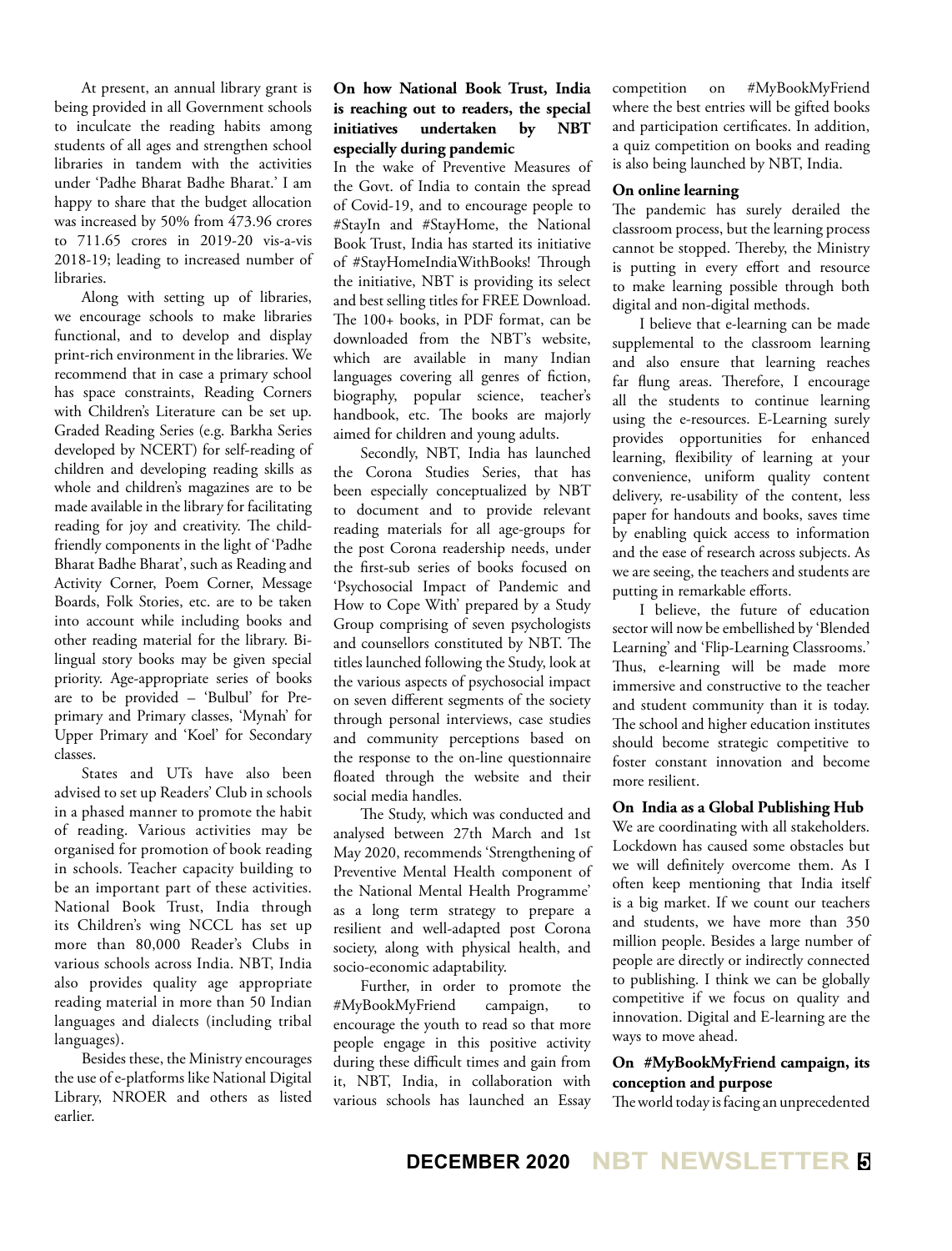At present, an annual library grant is being provided in all Government schools to inculcate the reading habits among students of all ages and strengthen school libraries in tandem with the activities under 'Padhe Bharat Badhe Bharat.' I am happy to share that the budget allocation was increased by 50% from 473.96 crores to 711.65 crores in 2019-20 vis-a-vis 2018-19; leading to increased number of libraries.

Along with setting up of libraries, we encourage schools to make libraries functional, and to develop and display print-rich environment in the libraries. We recommend that in case a primary school has space constraints, Reading Corners with Children's Literature can be set up. Graded Reading Series (e.g. Barkha Series developed by NCERT) for self-reading of children and developing reading skills as whole and children's magazines are to be made available in the library for facilitating reading for joy and creativity. The child-friendly components in the light of 'Padhe Bharat Badhe Bharat', such as Reading and Activity Corner, Poem Corner, Message Boards, Folk Stories, etc. are to be taken into account while including books and other reading material for the library. Bi-lingual story books may be given special priority. Age-appropriate series of books are to be provided – 'Bulbul' for Pre-primary and Primary classes, 'Mynah' for Upper Primary and 'Koel' for Secondary classes.

States and UTs have also been advised to set up Readers' Club in schools in a phased manner to promote the habit of reading. Various activities may be organised for promotion of book reading in schools. Teacher capacity building to be an important part of these activities. National Book Trust, India through its Children's wing NCCL has set up more than 80,000 Reader's Clubs in various schools across India. NBT, India also provides quality age appropriate reading material in more than 50 Indian languages and dialects (including tribal languages).

Besides these, the Ministry encourages the use of e-platforms like National Digital Library, NROER and others as listed earlier.

**On how National Book Trust, India is reaching out to readers, the special initiatives undertaken by NBT especially during pandemic**

In the wake of Preventive Measures of the Govt. of India to contain the spread of Covid-19, and to encourage people to #StayIn and #StayHome, the National Book Trust, India has started its initiative of #StayHomeIndiaWithBooks! Through the initiative, NBT is providing its select and best selling titles for FREE Download. The 100+ books, in PDF format, can be downloaded from the NBT's website, which are available in many Indian languages covering all genres of fiction, biography, popular science, teacher's handbook, etc. The books are majorly aimed for children and young adults.

Secondly, NBT, India has launched the Corona Studies Series, that has been especially conceptualized by NBT to document and to provide relevant reading materials for all age-groups for the post Corona readership needs, under the first-sub series of books focused on 'Psychosocial Impact of Pandemic and How to Cope With' prepared by a Study Group comprising of seven psychologists and counsellors constituted by NBT. The titles launched following the Study, look at the various aspects of psychosocial impact on seven different segments of the society through personal interviews, case studies and community perceptions based on the response to the on-line questionnaire floated through the website and their social media handles.

The Study, which was conducted and analysed between 27th March and 1st May 2020, recommends 'Strengthening of Preventive Mental Health component of the National Mental Health Programme' as a long term strategy to prepare a resilient and well-adapted post Corona society, along with physical health, and socio-economic adaptability.

Further, in order to promote the #MyBookMyFriend campaign, to encourage the youth to read so that more people engage in this positive activity during these difficult times and gain from it, NBT, India, in collaboration with various schools has launched an Essay competition on #MyBookMyFriend where the best entries will be gifted books and participation certificates. In addition, a quiz competition on books and reading is also being launched by NBT, India.

**On online learning**

The pandemic has surely derailed the classroom process, but the learning process cannot be stopped. Thereby, the Ministry is putting in every effort and resource to make learning possible through both digital and non-digital methods.

I believe that e-learning can be made supplemental to the classroom learning and also ensure that learning reaches far flung areas. Therefore, I encourage all the students to continue learning using the e-resources. E-Learning surely provides opportunities for enhanced learning, flexibility of learning at your convenience, uniform quality content delivery, re-usability of the content, less paper for handouts and books, saves time by enabling quick access to information and the ease of research across subjects. As we are seeing, the teachers and students are putting in remarkable efforts.

I believe, the future of education sector will now be embellished by 'Blended Learning' and 'Flip-Learning Classrooms.' Thus, e-learning will be made more immersive and constructive to the teacher and student community than it is today. The school and higher education institutes should become strategic competitive to foster constant innovation and become more resilient.

**On India as a Global Publishing Hub**

We are coordinating with all stakeholders. Lockdown has caused some obstacles but we will definitely overcome them. As I often keep mentioning that India itself is a big market. If we count our teachers and students, we have more than 350 million people. Besides a large number of people are directly or indirectly connected to publishing. I think we can be globally competitive if we focus on quality and innovation. Digital and E-learning are the ways to move ahead.

**On #MyBookMyFriend campaign, its conception and purpose**

The world today is facing an unprecedented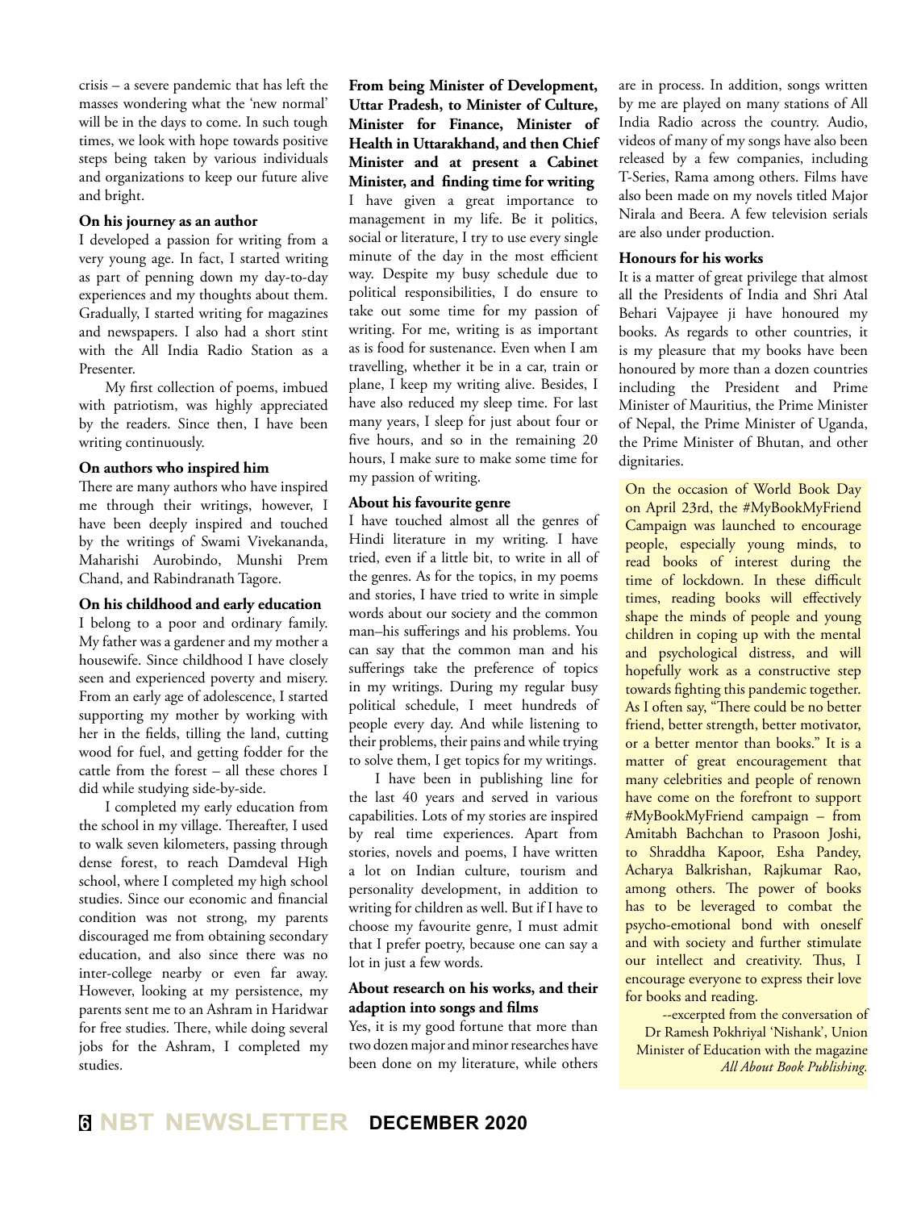crisis – a severe pandemic that has left the masses wondering what the 'new normal' will be in the days to come. In such tough times, we look with hope towards positive steps being taken by various individuals and organizations to keep our future alive and bright.

**On his journey as an author**

I developed a passion for writing from a very young age. In fact, I started writing as part of penning down my day-to-day experiences and my thoughts about them. Gradually, I started writing for magazines and newspapers. I also had a short stint with the All India Radio Station as a Presenter.

My first collection of poems, imbued with patriotism, was highly appreciated by the readers. Since then, I have been writing continuously.

**On authors who inspired him**

There are many authors who have inspired me through their writings, however, I have been deeply inspired and touched by the writings of Swami Vivekananda, Maharishi Aurobindo, Munshi Prem Chand, and Rabindranath Tagore.

**On his childhood and early education**

I belong to a poor and ordinary family. My father was a gardener and my mother a housewife. Since childhood I have closely seen and experienced poverty and misery. From an early age of adolescence, I started supporting my mother by working with her in the fields, tilling the land, cutting wood for fuel, and getting fodder for the cattle from the forest – all these chores I did while studying side-by-side.

I completed my early education from the school in my village. Thereafter, I used to walk seven kilometers, passing through dense forest, to reach Damdeval High school, where I completed my high school studies. Since our economic and financial condition was not strong, my parents discouraged me from obtaining secondary education, and also since there was no inter-college nearby or even far away. However, looking at my persistence, my parents sent me to an Ashram in Haridwar for free studies. There, while doing several jobs for the Ashram, I completed my studies.

**From being Minister of Development, Uttar Pradesh, to Minister of Culture, Minister for Finance, Minister of Health in Uttarakhand, and then Chief Minister and at present a Cabinet Minister, and finding time for writing**

I have given a great importance to management in my life. Be it politics, social or literature, I try to use every single minute of the day in the most efficient way. Despite my busy schedule due to political responsibilities, I do ensure to take out some time for my passion of writing. For me, writing is as important as is food for sustenance. Even when I am travelling, whether it be in a car, train or plane, I keep my writing alive. Besides, I have also reduced my sleep time. For last many years, I sleep for just about four or five hours, and so in the remaining 20 hours, I make sure to make some time for my passion of writing.

**About his favourite genre**

I have touched almost all the genres of Hindi literature in my writing. I have tried, even if a little bit, to write in all of the genres. As for the topics, in my poems and stories, I have tried to write in simple words about our society and the common man–his sufferings and his problems. You can say that the common man and his sufferings take the preference of topics in my writings. During my regular busy political schedule, I meet hundreds of people every day. And while listening to their problems, their pains and while trying to solve them, I get topics for my writings.

I have been in publishing line for the last 40 years and served in various capabilities. Lots of my stories are inspired by real time experiences. Apart from stories, novels and poems, I have written a lot on Indian culture, tourism and personality development, in addition to writing for children as well. But if I have to choose my favourite genre, I must admit that I prefer poetry, because one can say a lot in just a few words.

**About research on his works, and their adaption into songs and films**

Yes, it is my good fortune that more than two dozen major and minor researches have been done on my literature, while others are in process. In addition, songs written by me are played on many stations of All India Radio across the country. Audio, videos of many of my songs have also been released by a few companies, including T-Series, Rama among others. Films have also been made on my novels titled Major Nirala and Beera. A few television serials are also under production.

**Honours for his works**

It is a matter of great privilege that almost all the Presidents of India and Shri Atal Behari Vajpayee ji have honoured my books. As regards to other countries, it is my pleasure that my books have been honoured by more than a dozen countries including the President and Prime Minister of Mauritius, the Prime Minister of Nepal, the Prime Minister of Uganda, the Prime Minister of Bhutan, and other dignitaries.

On the occasion of World Book Day on April 23rd, the #MyBookMyFriend Campaign was launched to encourage people, especially young minds, to read books of interest during the time of lockdown. In these difficult times, reading books will effectively shape the minds of people and young children in coping up with the mental and psychological distress, and will hopefully work as a constructive step towards fighting this pandemic together. As I often say, "There could be no better friend, better strength, better motivator, or a better mentor than books." It is a matter of great encouragement that many celebrities and people of renown have come on the forefront to support #MyBookMyFriend campaign – from Amitabh Bachchan to Prasoon Joshi, to Shraddha Kapoor, Esha Pandey, Acharya Balkrishan, Rajkumar Rao, among others. The power of books has to be leveraged to combat the psycho-emotional bond with oneself and with society and further stimulate our intellect and creativity. Thus, I encourage everyone to express their love for books and reading.

--excerpted from the conversation of Dr Ramesh Pokhriyal 'Nishank', Union Minister of Education with the magazine *All About Book Publishing.*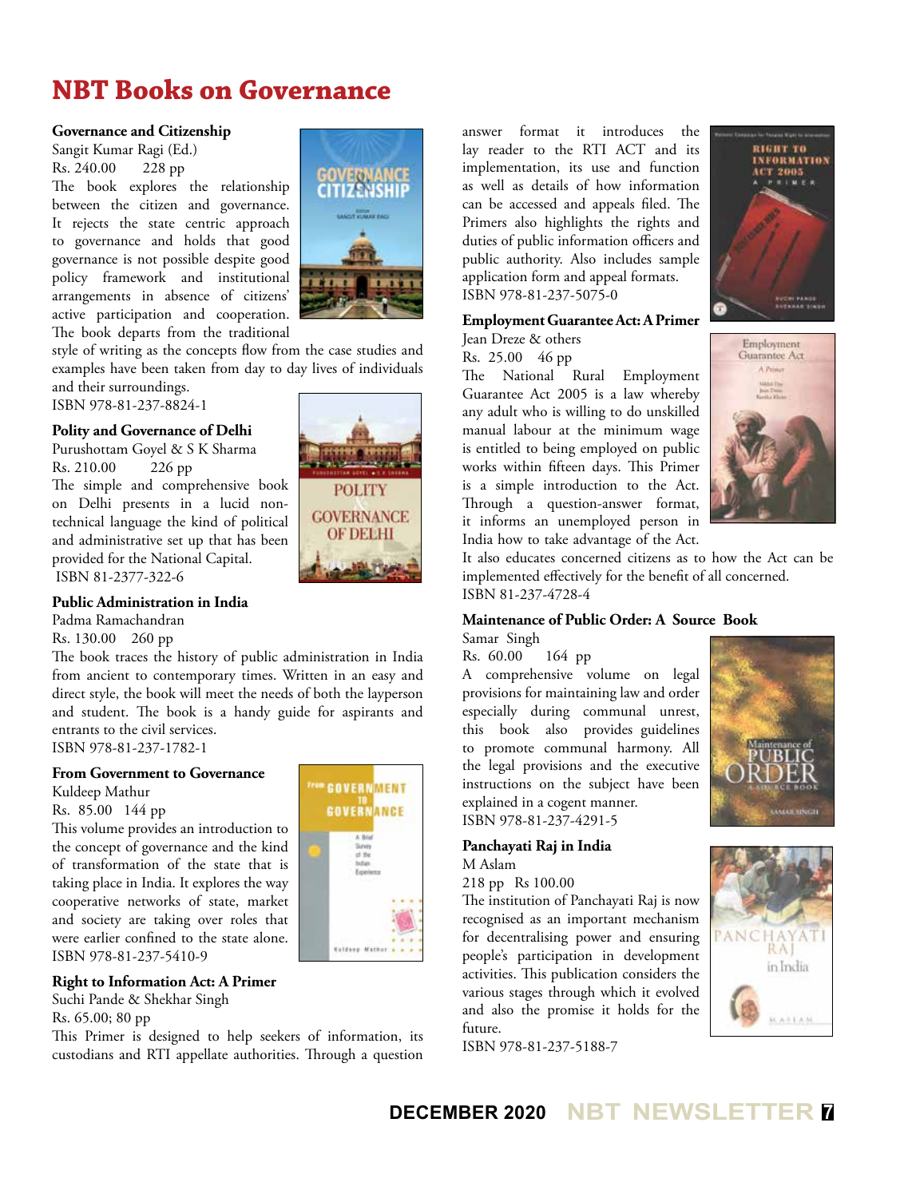# NBT Books on Governance

**Governance and Citizenship**
Sangit Kumar Ragi (Ed.)
Rs. 240.00 228 pp

The book explores the relationship between the citizen and governance. It rejects the state centric approach to governance and holds that good governance is not possible despite good policy framework and institutional arrangements in absence of citizens' active participation and cooperation. The book departs from the traditional style of writing as the concepts flow from the case studies and examples have been taken from day to day lives of individuals and their surroundings.
ISBN 978-81-237-8824-1

**Polity and Governance of Delhi**
Purushottam Goyel & S K Sharma
Rs. 210.00 226 pp

The simple and comprehensive book on Delhi presents in a lucid non-technical language the kind of political and administrative set up that has been provided for the National Capital.
ISBN 81-2377-322-6

**Public Administration in India**
Padma Ramachandran
Rs. 130.00 260 pp

The book traces the history of public administration in India from ancient to contemporary times. Written in an easy and direct style, the book will meet the needs of both the layperson and student. The book is a handy guide for aspirants and entrants to the civil services.
ISBN 978-81-237-1782-1

**From Government to Governance**
Kuldeep Mathur
Rs. 85.00 144 pp

This volume provides an introduction to the concept of governance and the kind of transformation of the state that is taking place in India. It explores the way cooperative networks of state, market and society are taking over roles that were earlier confined to the state alone.
ISBN 978-81-237-5410-9

**Right to Information Act: A Primer**
Suchi Pande & Shekhar Singh
Rs. 65.00; 80 pp

This Primer is designed to help seekers of information, its custodians and RTI appellate authorities. Through a question answer format it introduces the lay reader to the RTI ACT and its implementation, its use and function as well as details of how information can be accessed and appeals filed. The Primers also highlights the rights and duties of public information officers and public authority. Also includes sample application form and appeal formats.
ISBN 978-81-237-5075-0

**Employment Guarantee Act: A Primer**
Jean Dreze & others
Rs. 25.00 46 pp

The National Rural Employment Guarantee Act 2005 is a law whereby any adult who is willing to do unskilled manual labour at the minimum wage is entitled to being employed on public works within fifteen days. This Primer is a simple introduction to the Act. Through a question-answer format, it informs an unemployed person in India how to take advantage of the Act. It also educates concerned citizens as to how the Act can be implemented effectively for the benefit of all concerned.
ISBN 81-237-4728-4

**Maintenance of Public Order: A Source Book**
Samar Singh
Rs. 60.00 164 pp

A comprehensive volume on legal provisions for maintaining law and order especially during communal unrest, this book also provides guidelines to promote communal harmony. All the legal provisions and the executive instructions on the subject have been explained in a cogent manner.
ISBN 978-81-237-4291-5

**Panchayati Raj in India**
M Aslam
218 pp Rs 100.00

The institution of Panchayati Raj is now recognised as an important mechanism for decentralising power and ensuring people's participation in development activities. This publication considers the various stages through which it evolved and also the promise it holds for the future.
ISBN 978-81-237-5188-7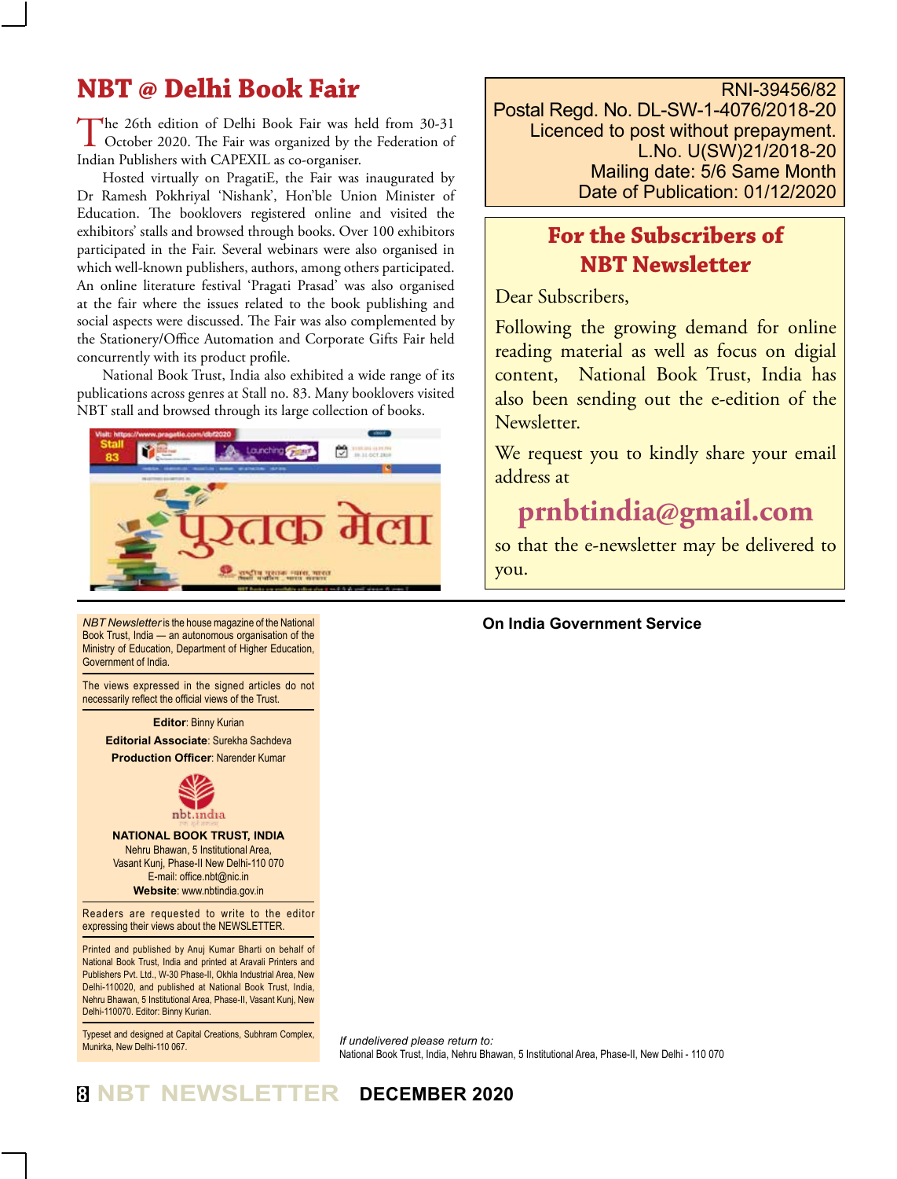# NBT @ Delhi Book Fair

The 26th edition of Delhi Book Fair was held from 30-31 October 2020. The Fair was organized by the Federation of Indian Publishers with CAPEXIL as co-organiser.

Hosted virtually on PragatiE, the Fair was inaugurated by Dr Ramesh Pokhriyal 'Nishank', Hon'ble Union Minister of Education. The booklovers registered online and visited the exhibitors' stalls and browsed through books. Over 100 exhibitors participated in the Fair. Several webinars were also organised in which well-known publishers, authors, among others participated. An online literature festival 'Pragati Prasad' was also organised at the fair where the issues related to the book publishing and social aspects were discussed. The Fair was also complemented by the Stationery/Office Automation and Corporate Gifts Fair held concurrently with its product profile.

National Book Trust, India also exhibited a wide range of its publications across genres at Stall no. 83. Many booklovers visited NBT stall and browsed through its large collection of books.

RNI-39456/82
Postal Regd. No. DL-SW-1-4076/2018-20
Licenced to post without prepayment.
L.No. U(SW)21/2018-20
Mailing date: 5/6 Same Month
Date of Publication: 01/12/2020

## For the Subscribers of NBT Newsletter

Dear Subscribers,

Following the growing demand for online reading material as well as focus on digial content, National Book Trust, India has also been sending out the e-edition of the Newsletter.

We request you to kindly share your email address at

**prnbtindia@gmail.com**

so that the e-newsletter may be delivered to you.

*NBT Newsletter* is the house magazine of the National Book Trust, India — an autonomous organisation of the Ministry of Education, Department of Higher Education, Government of India.

The views expressed in the signed articles do not necessarily reflect the official views of the Trust.

**Editor**: Binny Kurian

**Editorial Associate**: Surekha Sachdeva

**Production Officer**: Narender Kumar

**NATIONAL BOOK TRUST, INDIA**
Nehru Bhawan, 5 Institutional Area,
Vasant Kunj, Phase-II New Delhi-110 070
E-mail: office.nbt@nic.in
**Website**: www.nbtindia.gov.in

Readers are requested to write to the editor expressing their views about the NEWSLETTER.

Printed and published by Anuj Kumar Bharti on behalf of National Book Trust, India and printed at Aravali Printers and Publishers Pvt. Ltd., W-30 Phase-II, Okhla Industrial Area, New Delhi-110020, and published at National Book Trust, India, Nehru Bhawan, 5 Institutional Area, Phase-II, Vasant Kunj, New Delhi-110070. Editor: Binny Kurian.

Typeset and designed at Capital Creations, Subhram Complex, Munirka, New Delhi-110 067.

**On India Government Service**

*If undelivered please return to:*
National Book Trust, India, Nehru Bhawan, 5 Institutional Area, Phase-II, New Delhi - 110 070